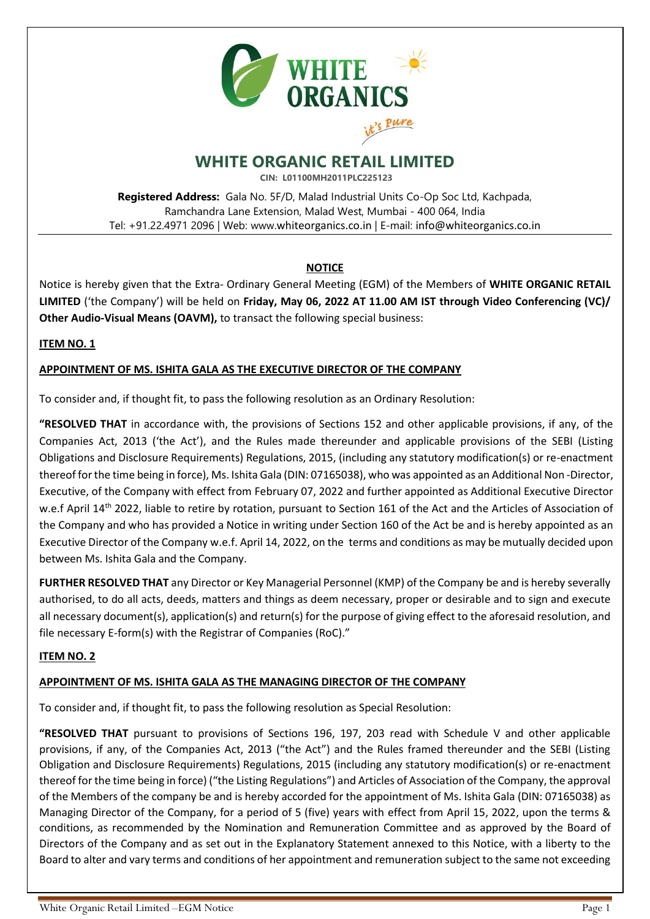# WHITE ORGANIC RETAIL LIMITED

**CIN: L01100MH2011PLC225123**

**Registered Address:** Gala No. 5F/D, Malad Industrial Units Co-Op Soc Ltd, Kachpada, Ramchandra Lane Extension, Malad West, Mumbai - 400 064, India
Tel: +91.22.4971 2096 | Web: www.whiteorganics.co.in | E-mail: info@whiteorganics.co.in

## NOTICE

Notice is hereby given that the Extra- Ordinary General Meeting (EGM) of the Members of **WHITE ORGANIC RETAIL LIMITED** ('the Company') will be held on **Friday, May 06, 2022 AT 11.00 AM IST through Video Conferencing (VC)/ Other Audio-Visual Means (OAVM),** to transact the following special business:

### ITEM NO. 1

#### APPOINTMENT OF MS. ISHITA GALA AS THE EXECUTIVE DIRECTOR OF THE COMPANY

To consider and, if thought fit, to pass the following resolution as an Ordinary Resolution:

**"RESOLVED THAT** in accordance with, the provisions of Sections 152 and other applicable provisions, if any, of the Companies Act, 2013 ('the Act'), and the Rules made thereunder and applicable provisions of the SEBI (Listing Obligations and Disclosure Requirements) Regulations, 2015, (including any statutory modification(s) or re-enactment thereof for the time being in force), Ms. Ishita Gala (DIN: 07165038), who was appointed as an Additional Non -Director, Executive, of the Company with effect from February 07, 2022 and further appointed as Additional Executive Director w.e.f April 14th 2022, liable to retire by rotation, pursuant to Section 161 of the Act and the Articles of Association of the Company and who has provided a Notice in writing under Section 160 of the Act be and is hereby appointed as an Executive Director of the Company w.e.f. April 14, 2022, on the terms and conditions as may be mutually decided upon between Ms. Ishita Gala and the Company.

**FURTHER RESOLVED THAT** any Director or Key Managerial Personnel (KMP) of the Company be and is hereby severally authorised, to do all acts, deeds, matters and things as deem necessary, proper or desirable and to sign and execute all necessary document(s), application(s) and return(s) for the purpose of giving effect to the aforesaid resolution, and file necessary E-form(s) with the Registrar of Companies (RoC)."

### ITEM NO. 2

#### APPOINTMENT OF MS. ISHITA GALA AS THE MANAGING DIRECTOR OF THE COMPANY

To consider and, if thought fit, to pass the following resolution as Special Resolution:

**"RESOLVED THAT** pursuant to provisions of Sections 196, 197, 203 read with Schedule V and other applicable provisions, if any, of the Companies Act, 2013 ("the Act") and the Rules framed thereunder and the SEBI (Listing Obligation and Disclosure Requirements) Regulations, 2015 (including any statutory modification(s) or re-enactment thereof for the time being in force) ("the Listing Regulations") and Articles of Association of the Company, the approval of the Members of the company be and is hereby accorded for the appointment of Ms. Ishita Gala (DIN: 07165038) as Managing Director of the Company, for a period of 5 (five) years with effect from April 15, 2022, upon the terms & conditions, as recommended by the Nomination and Remuneration Committee and as approved by the Board of Directors of the Company and as set out in the Explanatory Statement annexed to this Notice, with a liberty to the Board to alter and vary terms and conditions of her appointment and remuneration subject to the same not exceeding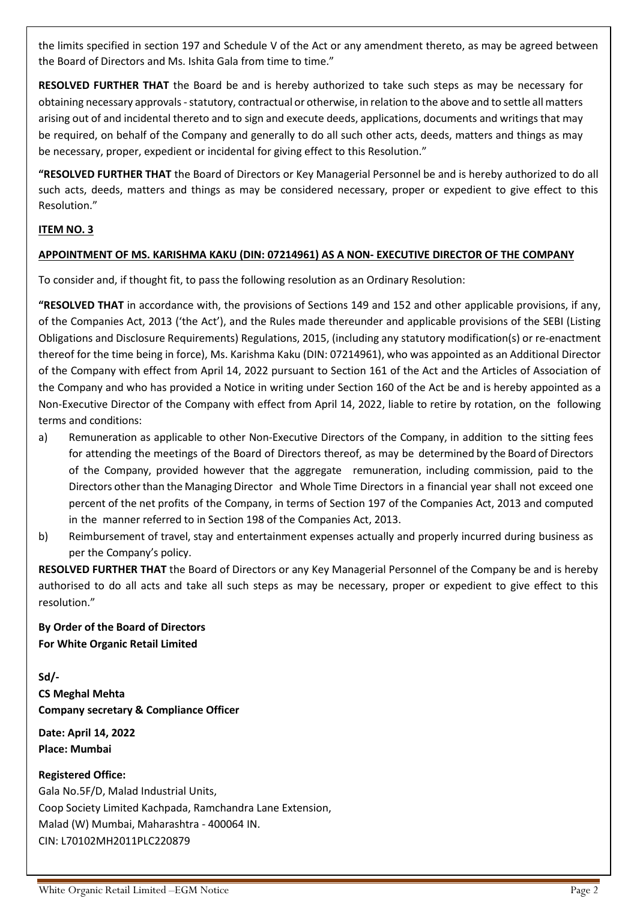the limits specified in section 197 and Schedule V of the Act or any amendment thereto, as may be agreed between the Board of Directors and Ms. Ishita Gala from time to time."

**RESOLVED FURTHER THAT** the Board be and is hereby authorized to take such steps as may be necessary for obtaining necessary approvals - statutory, contractual or otherwise, in relation to the above and to settle all matters arising out of and incidental thereto and to sign and execute deeds, applications, documents and writings that may be required, on behalf of the Company and generally to do all such other acts, deeds, matters and things as may be necessary, proper, expedient or incidental for giving effect to this Resolution."

**"RESOLVED FURTHER THAT** the Board of Directors or Key Managerial Personnel be and is hereby authorized to do all such acts, deeds, matters and things as may be considered necessary, proper or expedient to give effect to this Resolution."

**ITEM NO. 3**

**APPOINTMENT OF MS. KARISHMA KAKU (DIN: 07214961) AS A NON- EXECUTIVE DIRECTOR OF THE COMPANY**

To consider and, if thought fit, to pass the following resolution as an Ordinary Resolution:

**"RESOLVED THAT** in accordance with, the provisions of Sections 149 and 152 and other applicable provisions, if any, of the Companies Act, 2013 ('the Act'), and the Rules made thereunder and applicable provisions of the SEBI (Listing Obligations and Disclosure Requirements) Regulations, 2015, (including any statutory modification(s) or re-enactment thereof for the time being in force), Ms. Karishma Kaku (DIN: 07214961), who was appointed as an Additional Director of the Company with effect from April 14, 2022 pursuant to Section 161 of the Act and the Articles of Association of the Company and who has provided a Notice in writing under Section 160 of the Act be and is hereby appointed as a Non-Executive Director of the Company with effect from April 14, 2022, liable to retire by rotation, on the following terms and conditions:

a) Remuneration as applicable to other Non-Executive Directors of the Company, in addition to the sitting fees for attending the meetings of the Board of Directors thereof, as may be determined by the Board of Directors of the Company, provided however that the aggregate remuneration, including commission, paid to the Directors other than the Managing Director and Whole Time Directors in a financial year shall not exceed one percent of the net profits of the Company, in terms of Section 197 of the Companies Act, 2013 and computed in the manner referred to in Section 198 of the Companies Act, 2013.
b) Reimbursement of travel, stay and entertainment expenses actually and properly incurred during business as per the Company's policy.

**RESOLVED FURTHER THAT** the Board of Directors or any Key Managerial Personnel of the Company be and is hereby authorised to do all acts and take all such steps as may be necessary, proper or expedient to give effect to this resolution."

**By Order of the Board of Directors**
**For White Organic Retail Limited**

**Sd/-**
**CS Meghal Mehta**
**Company secretary & Compliance Officer**

**Date: April 14, 2022**
**Place: Mumbai**

**Registered Office:**
Gala No.5F/D, Malad Industrial Units,
Coop Society Limited Kachpada, Ramchandra Lane Extension,
Malad (W) Mumbai, Maharashtra - 400064 IN.
CIN: L70102MH2011PLC220879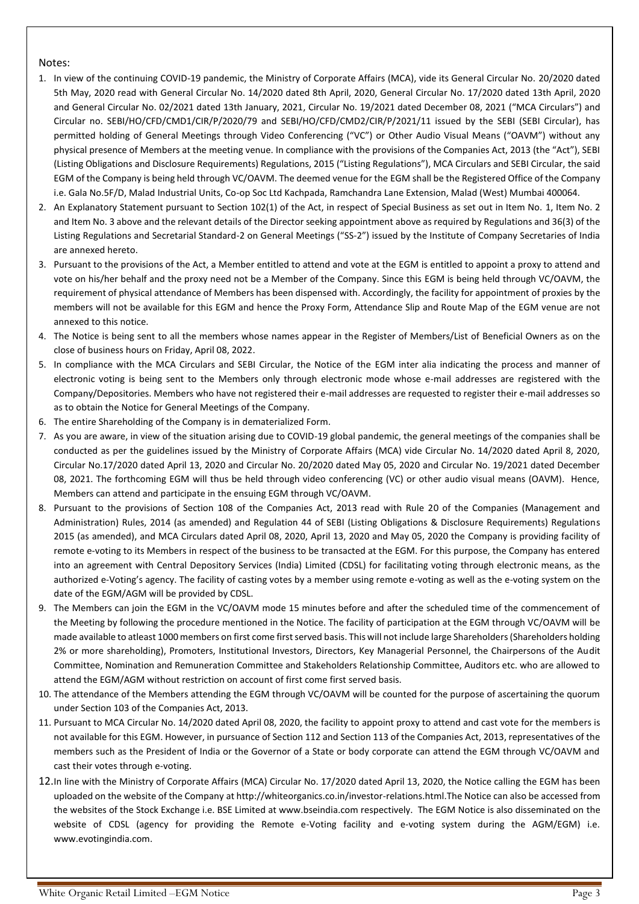Notes:

1. In view of the continuing COVID-19 pandemic, the Ministry of Corporate Affairs (MCA), vide its General Circular No. 20/2020 dated 5th May, 2020 read with General Circular No. 14/2020 dated 8th April, 2020, General Circular No. 17/2020 dated 13th April, 2020 and General Circular No. 02/2021 dated 13th January, 2021, Circular No. 19/2021 dated December 08, 2021 ("MCA Circulars") and Circular no. SEBI/HO/CFD/CMD1/CIR/P/2020/79 and SEBI/HO/CFD/CMD2/CIR/P/2021/11 issued by the SEBI (SEBI Circular), has permitted holding of General Meetings through Video Conferencing ("VC") or Other Audio Visual Means ("OAVM") without any physical presence of Members at the meeting venue. In compliance with the provisions of the Companies Act, 2013 (the "Act"), SEBI (Listing Obligations and Disclosure Requirements) Regulations, 2015 ("Listing Regulations"), MCA Circulars and SEBI Circular, the said EGM of the Company is being held through VC/OAVM. The deemed venue for the EGM shall be the Registered Office of the Company i.e. Gala No.5F/D, Malad Industrial Units, Co-op Soc Ltd Kachpada, Ramchandra Lane Extension, Malad (West) Mumbai 400064.
2. An Explanatory Statement pursuant to Section 102(1) of the Act, in respect of Special Business as set out in Item No. 1, Item No. 2 and Item No. 3 above and the relevant details of the Director seeking appointment above as required by Regulations and 36(3) of the Listing Regulations and Secretarial Standard-2 on General Meetings ("SS-2") issued by the Institute of Company Secretaries of India are annexed hereto.
3. Pursuant to the provisions of the Act, a Member entitled to attend and vote at the EGM is entitled to appoint a proxy to attend and vote on his/her behalf and the proxy need not be a Member of the Company. Since this EGM is being held through VC/OAVM, the requirement of physical attendance of Members has been dispensed with. Accordingly, the facility for appointment of proxies by the members will not be available for this EGM and hence the Proxy Form, Attendance Slip and Route Map of the EGM venue are not annexed to this notice.
4. The Notice is being sent to all the members whose names appear in the Register of Members/List of Beneficial Owners as on the close of business hours on Friday, April 08, 2022.
5. In compliance with the MCA Circulars and SEBI Circular, the Notice of the EGM inter alia indicating the process and manner of electronic voting is being sent to the Members only through electronic mode whose e-mail addresses are registered with the Company/Depositories. Members who have not registered their e-mail addresses are requested to register their e-mail addresses so as to obtain the Notice for General Meetings of the Company.
6. The entire Shareholding of the Company is in dematerialized Form.
7. As you are aware, in view of the situation arising due to COVID-19 global pandemic, the general meetings of the companies shall be conducted as per the guidelines issued by the Ministry of Corporate Affairs (MCA) vide Circular No. 14/2020 dated April 8, 2020, Circular No.17/2020 dated April 13, 2020 and Circular No. 20/2020 dated May 05, 2020 and Circular No. 19/2021 dated December 08, 2021. The forthcoming EGM will thus be held through video conferencing (VC) or other audio visual means (OAVM). Hence, Members can attend and participate in the ensuing EGM through VC/OAVM.
8. Pursuant to the provisions of Section 108 of the Companies Act, 2013 read with Rule 20 of the Companies (Management and Administration) Rules, 2014 (as amended) and Regulation 44 of SEBI (Listing Obligations & Disclosure Requirements) Regulations 2015 (as amended), and MCA Circulars dated April 08, 2020, April 13, 2020 and May 05, 2020 the Company is providing facility of remote e-voting to its Members in respect of the business to be transacted at the EGM. For this purpose, the Company has entered into an agreement with Central Depository Services (India) Limited (CDSL) for facilitating voting through electronic means, as the authorized e-Voting's agency. The facility of casting votes by a member using remote e-voting as well as the e-voting system on the date of the EGM/AGM will be provided by CDSL.
9. The Members can join the EGM in the VC/OAVM mode 15 minutes before and after the scheduled time of the commencement of the Meeting by following the procedure mentioned in the Notice. The facility of participation at the EGM through VC/OAVM will be made available to atleast 1000 members on first come first served basis. This will not include large Shareholders (Shareholders holding 2% or more shareholding), Promoters, Institutional Investors, Directors, Key Managerial Personnel, the Chairpersons of the Audit Committee, Nomination and Remuneration Committee and Stakeholders Relationship Committee, Auditors etc. who are allowed to attend the EGM/AGM without restriction on account of first come first served basis.
10. The attendance of the Members attending the EGM through VC/OAVM will be counted for the purpose of ascertaining the quorum under Section 103 of the Companies Act, 2013.
11. Pursuant to MCA Circular No. 14/2020 dated April 08, 2020, the facility to appoint proxy to attend and cast vote for the members is not available for this EGM. However, in pursuance of Section 112 and Section 113 of the Companies Act, 2013, representatives of the members such as the President of India or the Governor of a State or body corporate can attend the EGM through VC/OAVM and cast their votes through e-voting.
12. In line with the Ministry of Corporate Affairs (MCA) Circular No. 17/2020 dated April 13, 2020, the Notice calling the EGM has been uploaded on the website of the Company at http://whiteorganics.co.in/investor-relations.html.The Notice can also be accessed from the websites of the Stock Exchange i.e. BSE Limited at www.bseindia.com respectively. The EGM Notice is also disseminated on the website of CDSL (agency for providing the Remote e-Voting facility and e-voting system during the AGM/EGM) i.e. www.evotingindia.com.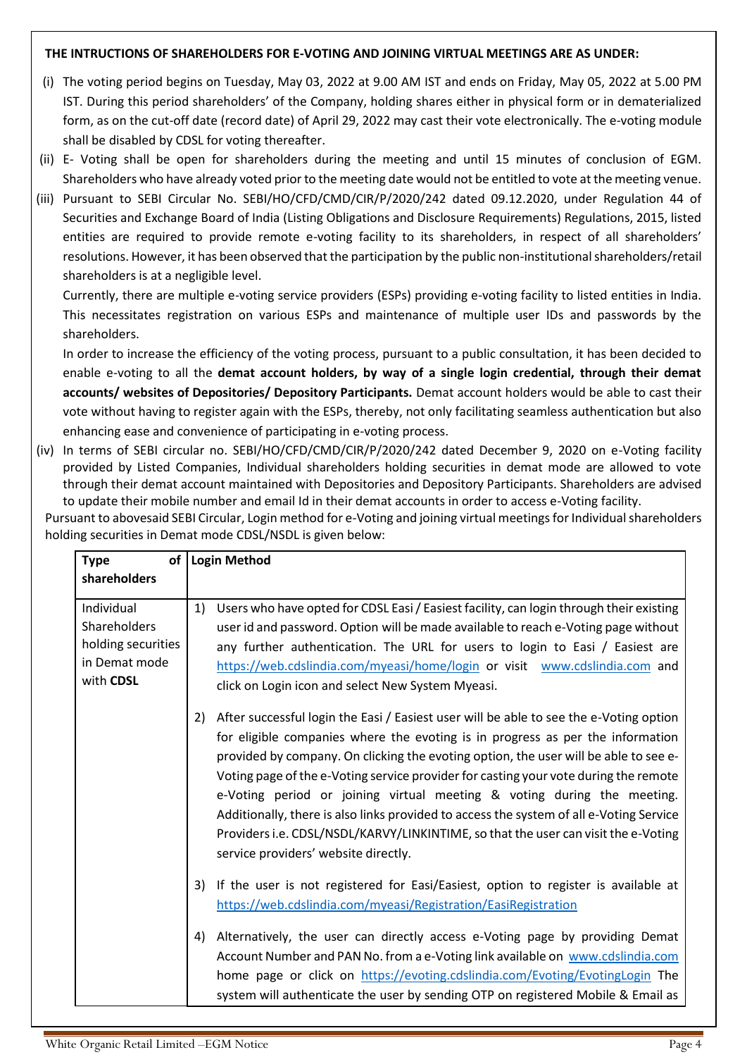**THE INTRUCTIONS OF SHAREHOLDERS FOR E-VOTING AND JOINING VIRTUAL MEETINGS ARE AS UNDER:**

(i) The voting period begins on Tuesday, May 03, 2022 at 9.00 AM IST and ends on Friday, May 05, 2022 at 5.00 PM IST. During this period shareholders' of the Company, holding shares either in physical form or in dematerialized form, as on the cut-off date (record date) of April 29, 2022 may cast their vote electronically. The e-voting module shall be disabled by CDSL for voting thereafter.

(ii) E- Voting shall be open for shareholders during the meeting and until 15 minutes of conclusion of EGM. Shareholders who have already voted prior to the meeting date would not be entitled to vote at the meeting venue.

(iii) Pursuant to SEBI Circular No. SEBI/HO/CFD/CMD/CIR/P/2020/242 dated 09.12.2020, under Regulation 44 of Securities and Exchange Board of India (Listing Obligations and Disclosure Requirements) Regulations, 2015, listed entities are required to provide remote e-voting facility to its shareholders, in respect of all shareholders' resolutions. However, it has been observed that the participation by the public non-institutional shareholders/retail shareholders is at a negligible level.

Currently, there are multiple e-voting service providers (ESPs) providing e-voting facility to listed entities in India. This necessitates registration on various ESPs and maintenance of multiple user IDs and passwords by the shareholders.

In order to increase the efficiency of the voting process, pursuant to a public consultation, it has been decided to enable e-voting to all the **demat account holders, by way of a single login credential, through their demat accounts/ websites of Depositories/ Depository Participants.** Demat account holders would be able to cast their vote without having to register again with the ESPs, thereby, not only facilitating seamless authentication but also enhancing ease and convenience of participating in e-voting process.

(iv) In terms of SEBI circular no. SEBI/HO/CFD/CMD/CIR/P/2020/242 dated December 9, 2020 on e-Voting facility provided by Listed Companies, Individual shareholders holding securities in demat mode are allowed to vote through their demat account maintained with Depositories and Depository Participants. Shareholders are advised to update their mobile number and email Id in their demat accounts in order to access e-Voting facility.

Pursuant to abovesaid SEBI Circular, Login method for e-Voting and joining virtual meetings for Individual shareholders holding securities in Demat mode CDSL/NSDL is given below:

| Type of shareholders | Login Method |
|---|---|
| Individual Shareholders holding securities in Demat mode with **CDSL** | 1) Users who have opted for CDSL Easi / Easiest facility, can login through their existing user id and password. Option will be made available to reach e-Voting page without any further authentication. The URL for users to login to Easi / Easiest are https://web.cdslindia.com/myeasi/home/login or visit www.cdslindia.com and click on Login icon and select New System Myeasi.<br><br>2) After successful login the Easi / Easiest user will be able to see the e-Voting option for eligible companies where the evoting is in progress as per the information provided by company. On clicking the evoting option, the user will be able to see e-Voting page of the e-Voting service provider for casting your vote during the remote e-Voting period or joining virtual meeting & voting during the meeting. Additionally, there is also links provided to access the system of all e-Voting Service Providers i.e. CDSL/NSDL/KARVY/LINKINTIME, so that the user can visit the e-Voting service providers' website directly.<br><br>3) If the user is not registered for Easi/Easiest, option to register is available at https://web.cdslindia.com/myeasi/Registration/EasiRegistration<br><br>4) Alternatively, the user can directly access e-Voting page by providing Demat Account Number and PAN No. from a e-Voting link available on www.cdslindia.com home page or click on https://evoting.cdslindia.com/Evoting/EvotingLogin The system will authenticate the user by sending OTP on registered Mobile & Email as |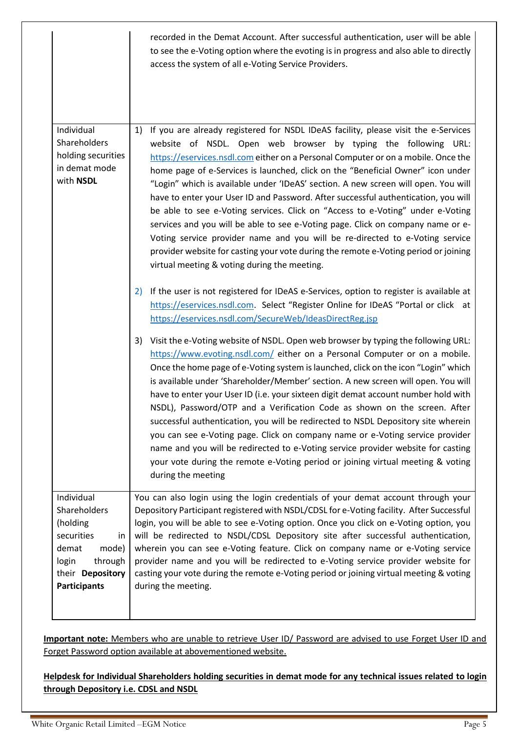| | |
|---|---|
| | recorded in the Demat Account. After successful authentication, user will be able to see the e-Voting option where the evoting is in progress and also able to directly access the system of all e-Voting Service Providers. |
| Individual Shareholders holding securities in demat mode with **NSDL** | 1) If you are already registered for NSDL IDeAS facility, please visit the e-Services website of NSDL. Open web browser by typing the following URL: https://eservices.nsdl.com either on a Personal Computer or on a mobile. Once the home page of e-Services is launched, click on the "Beneficial Owner" icon under "Login" which is available under 'IDeAS' section. A new screen will open. You will have to enter your User ID and Password. After successful authentication, you will be able to see e-Voting services. Click on "Access to e-Voting" under e-Voting services and you will be able to see e-Voting page. Click on company name or e-Voting service provider name and you will be re-directed to e-Voting service provider website for casting your vote during the remote e-Voting period or joining virtual meeting & voting during the meeting.<br><br>2) If the user is not registered for IDeAS e-Services, option to register is available at https://eservices.nsdl.com. Select "Register Online for IDeAS "Portal or click at https://eservices.nsdl.com/SecureWeb/IdeasDirectReg.jsp<br><br>3) Visit the e-Voting website of NSDL. Open web browser by typing the following URL: https://www.evoting.nsdl.com/ either on a Personal Computer or on a mobile. Once the home page of e-Voting system is launched, click on the icon "Login" which is available under 'Shareholder/Member' section. A new screen will open. You will have to enter your User ID (i.e. your sixteen digit demat account number hold with NSDL), Password/OTP and a Verification Code as shown on the screen. After successful authentication, you will be redirected to NSDL Depository site wherein you can see e-Voting page. Click on company name or e-Voting service provider name and you will be redirected to e-Voting service provider website for casting your vote during the remote e-Voting period or joining virtual meeting & voting during the meeting |
| Individual Shareholders (holding securities in demat mode) login through their **Depository Participants** | You can also login using the login credentials of your demat account through your Depository Participant registered with NSDL/CDSL for e-Voting facility. After Successful login, you will be able to see e-Voting option. Once you click on e-Voting option, you will be redirected to NSDL/CDSL Depository site after successful authentication, wherein you can see e-Voting feature. Click on company name or e-Voting service provider name and you will be redirected to e-Voting service provider website for casting your vote during the remote e-Voting period or joining virtual meeting & voting during the meeting. |

**Important note:** Members who are unable to retrieve User ID/ Password are advised to use Forget User ID and Forget Password option available at abovementioned website.

**Helpdesk for Individual Shareholders holding securities in demat mode for any technical issues related to login through Depository i.e. CDSL and NSDL**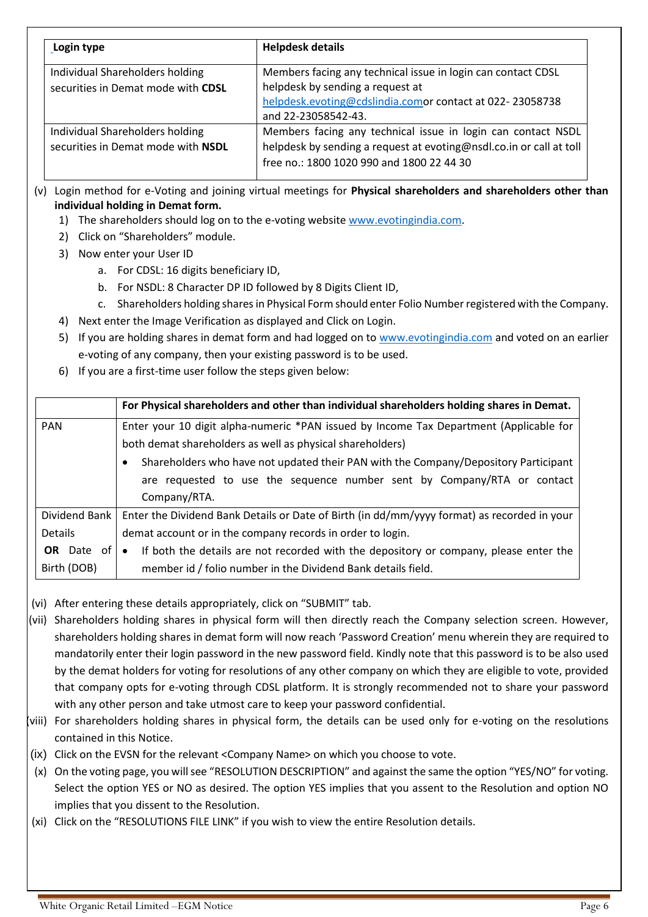| Login type | Helpdesk details |
| --- | --- |
| Individual Shareholders holding securities in Demat mode with **CDSL** | Members facing any technical issue in login can contact CDSL helpdesk by sending a request at helpdesk.evoting@cdslindia.comor contact at 022- 23058738 and 22-23058542-43. |
| Individual Shareholders holding securities in Demat mode with **NSDL** | Members facing any technical issue in login can contact NSDL helpdesk by sending a request at evoting@nsdl.co.in or call at toll free no.: 1800 1020 990 and 1800 22 44 30 |

(v) Login method for e-Voting and joining virtual meetings for **Physical shareholders and shareholders other than individual holding in Demat form.**

1) The shareholders should log on to the e-voting website www.evotingindia.com.
2) Click on "Shareholders" module.
3) Now enter your User ID
   a. For CDSL: 16 digits beneficiary ID,
   b. For NSDL: 8 Character DP ID followed by 8 Digits Client ID,
   c. Shareholders holding shares in Physical Form should enter Folio Number registered with the Company.
4) Next enter the Image Verification as displayed and Click on Login.
5) If you are holding shares in demat form and had logged on to www.evotingindia.com and voted on an earlier e-voting of any company, then your existing password is to be used.
6) If you are a first-time user follow the steps given below:

| | **For Physical shareholders and other than individual shareholders holding shares in Demat.** |
| --- | --- |
| PAN | Enter your 10 digit alpha-numeric *PAN issued by Income Tax Department (Applicable for both demat shareholders as well as physical shareholders)<br>• Shareholders who have not updated their PAN with the Company/Depository Participant are requested to use the sequence number sent by Company/RTA or contact Company/RTA. |
| Dividend Bank Details **OR** Date of Birth (DOB) | Enter the Dividend Bank Details or Date of Birth (in dd/mm/yyyy format) as recorded in your demat account or in the company records in order to login.<br>• If both the details are not recorded with the depository or company, please enter the member id / folio number in the Dividend Bank details field. |

(vi) After entering these details appropriately, click on "SUBMIT" tab.

(vii) Shareholders holding shares in physical form will then directly reach the Company selection screen. However, shareholders holding shares in demat form will now reach 'Password Creation' menu wherein they are required to mandatorily enter their login password in the new password field. Kindly note that this password is to be also used by the demat holders for voting for resolutions of any other company on which they are eligible to vote, provided that company opts for e-voting through CDSL platform. It is strongly recommended not to share your password with any other person and take utmost care to keep your password confidential.

(viii) For shareholders holding shares in physical form, the details can be used only for e-voting on the resolutions contained in this Notice.

(ix) Click on the EVSN for the relevant <Company Name> on which you choose to vote.

(x) On the voting page, you will see "RESOLUTION DESCRIPTION" and against the same the option "YES/NO" for voting. Select the option YES or NO as desired. The option YES implies that you assent to the Resolution and option NO implies that you dissent to the Resolution.

(xi) Click on the "RESOLUTIONS FILE LINK" if you wish to view the entire Resolution details.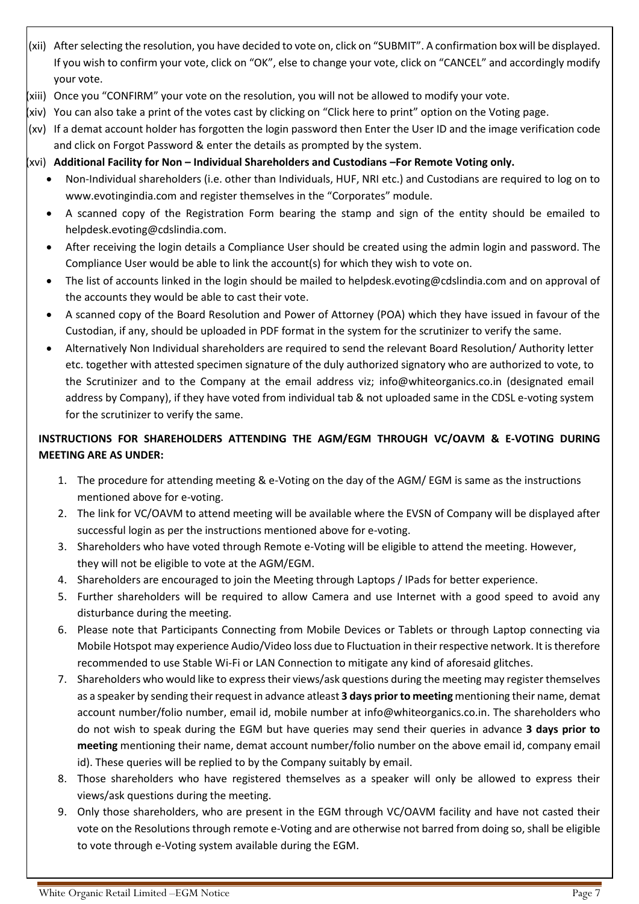(xii) After selecting the resolution, you have decided to vote on, click on "SUBMIT". A confirmation box will be displayed. If you wish to confirm your vote, click on "OK", else to change your vote, click on "CANCEL" and accordingly modify your vote.

(xiii) Once you "CONFIRM" your vote on the resolution, you will not be allowed to modify your vote.

(xiv) You can also take a print of the votes cast by clicking on "Click here to print" option on the Voting page.

(xv) If a demat account holder has forgotten the login password then Enter the User ID and the image verification code and click on Forgot Password & enter the details as prompted by the system.

(xvi) **Additional Facility for Non – Individual Shareholders and Custodians –For Remote Voting only.**

- Non-Individual shareholders (i.e. other than Individuals, HUF, NRI etc.) and Custodians are required to log on to www.evotingindia.com and register themselves in the "Corporates" module.
- A scanned copy of the Registration Form bearing the stamp and sign of the entity should be emailed to helpdesk.evoting@cdslindia.com.
- After receiving the login details a Compliance User should be created using the admin login and password. The Compliance User would be able to link the account(s) for which they wish to vote on.
- The list of accounts linked in the login should be mailed to helpdesk.evoting@cdslindia.com and on approval of the accounts they would be able to cast their vote.
- A scanned copy of the Board Resolution and Power of Attorney (POA) which they have issued in favour of the Custodian, if any, should be uploaded in PDF format in the system for the scrutinizer to verify the same.
- Alternatively Non Individual shareholders are required to send the relevant Board Resolution/ Authority letter etc. together with attested specimen signature of the duly authorized signatory who are authorized to vote, to the Scrutinizer and to the Company at the email address viz; info@whiteorganics.co.in (designated email address by Company), if they have voted from individual tab & not uploaded same in the CDSL e-voting system for the scrutinizer to verify the same.

**INSTRUCTIONS FOR SHAREHOLDERS ATTENDING THE AGM/EGM THROUGH VC/OAVM & E-VOTING DURING MEETING ARE AS UNDER:**

1. The procedure for attending meeting & e-Voting on the day of the AGM/ EGM is same as the instructions mentioned above for e-voting.
2. The link for VC/OAVM to attend meeting will be available where the EVSN of Company will be displayed after successful login as per the instructions mentioned above for e-voting.
3. Shareholders who have voted through Remote e-Voting will be eligible to attend the meeting. However, they will not be eligible to vote at the AGM/EGM.
4. Shareholders are encouraged to join the Meeting through Laptops / IPads for better experience.
5. Further shareholders will be required to allow Camera and use Internet with a good speed to avoid any disturbance during the meeting.
6. Please note that Participants Connecting from Mobile Devices or Tablets or through Laptop connecting via Mobile Hotspot may experience Audio/Video loss due to Fluctuation in their respective network. It is therefore recommended to use Stable Wi-Fi or LAN Connection to mitigate any kind of aforesaid glitches.
7. Shareholders who would like to express their views/ask questions during the meeting may register themselves as a speaker by sending their request in advance atleast **3 days prior to meeting** mentioning their name, demat account number/folio number, email id, mobile number at info@whiteorganics.co.in. The shareholders who do not wish to speak during the EGM but have queries may send their queries in advance **3 days prior to meeting** mentioning their name, demat account number/folio number on the above email id, company email id). These queries will be replied to by the Company suitably by email.
8. Those shareholders who have registered themselves as a speaker will only be allowed to express their views/ask questions during the meeting.
9. Only those shareholders, who are present in the EGM through VC/OAVM facility and have not casted their vote on the Resolutions through remote e-Voting and are otherwise not barred from doing so, shall be eligible to vote through e-Voting system available during the EGM.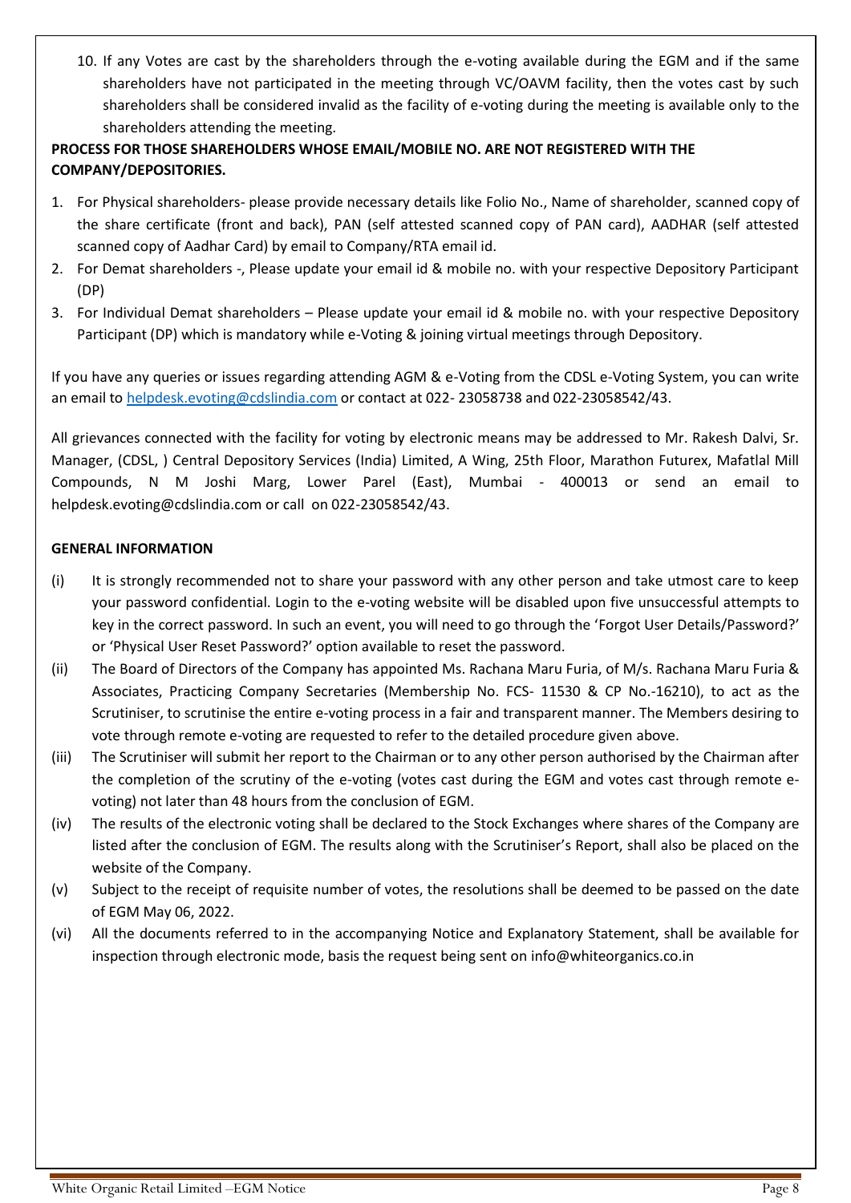10. If any Votes are cast by the shareholders through the e-voting available during the EGM and if the same shareholders have not participated in the meeting through VC/OAVM facility, then the votes cast by such shareholders shall be considered invalid as the facility of e-voting during the meeting is available only to the shareholders attending the meeting.

**PROCESS FOR THOSE SHAREHOLDERS WHOSE EMAIL/MOBILE NO. ARE NOT REGISTERED WITH THE COMPANY/DEPOSITORIES.**

1. For Physical shareholders- please provide necessary details like Folio No., Name of shareholder, scanned copy of the share certificate (front and back), PAN (self attested scanned copy of PAN card), AADHAR (self attested scanned copy of Aadhar Card) by email to Company/RTA email id.
2. For Demat shareholders -, Please update your email id & mobile no. with your respective Depository Participant (DP)
3. For Individual Demat shareholders – Please update your email id & mobile no. with your respective Depository Participant (DP) which is mandatory while e-Voting & joining virtual meetings through Depository.

If you have any queries or issues regarding attending AGM & e-Voting from the CDSL e-Voting System, you can write an email to helpdesk.evoting@cdslindia.com or contact at 022- 23058738 and 022-23058542/43.

All grievances connected with the facility for voting by electronic means may be addressed to Mr. Rakesh Dalvi, Sr. Manager, (CDSL, ) Central Depository Services (India) Limited, A Wing, 25th Floor, Marathon Futurex, Mafatlal Mill Compounds, N M Joshi Marg, Lower Parel (East), Mumbai - 400013 or send an email to helpdesk.evoting@cdslindia.com or call on 022-23058542/43.

**GENERAL INFORMATION**

(i) It is strongly recommended not to share your password with any other person and take utmost care to keep your password confidential. Login to the e-voting website will be disabled upon five unsuccessful attempts to key in the correct password. In such an event, you will need to go through the 'Forgot User Details/Password?' or 'Physical User Reset Password?' option available to reset the password.

(ii) The Board of Directors of the Company has appointed Ms. Rachana Maru Furia, of M/s. Rachana Maru Furia & Associates, Practicing Company Secretaries (Membership No. FCS- 11530 & CP No.-16210), to act as the Scrutiniser, to scrutinise the entire e-voting process in a fair and transparent manner. The Members desiring to vote through remote e-voting are requested to refer to the detailed procedure given above.

(iii) The Scrutiniser will submit her report to the Chairman or to any other person authorised by the Chairman after the completion of the scrutiny of the e-voting (votes cast during the EGM and votes cast through remote e-voting) not later than 48 hours from the conclusion of EGM.

(iv) The results of the electronic voting shall be declared to the Stock Exchanges where shares of the Company are listed after the conclusion of EGM. The results along with the Scrutiniser's Report, shall also be placed on the website of the Company.

(v) Subject to the receipt of requisite number of votes, the resolutions shall be deemed to be passed on the date of EGM May 06, 2022.

(vi) All the documents referred to in the accompanying Notice and Explanatory Statement, shall be available for inspection through electronic mode, basis the request being sent on info@whiteorganics.co.in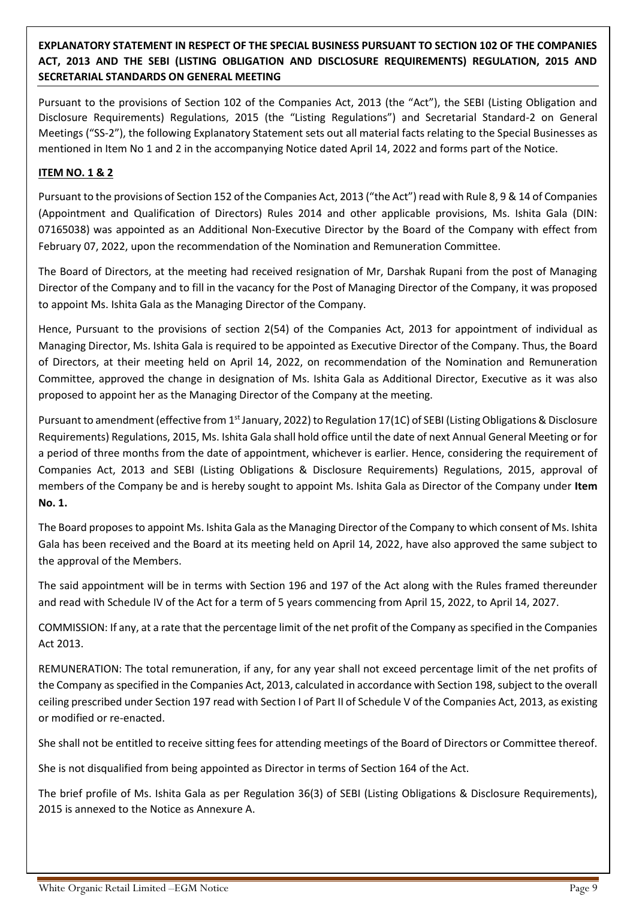**EXPLANATORY STATEMENT IN RESPECT OF THE SPECIAL BUSINESS PURSUANT TO SECTION 102 OF THE COMPANIES ACT, 2013 AND THE SEBI (LISTING OBLIGATION AND DISCLOSURE REQUIREMENTS) REGULATION, 2015 AND SECRETARIAL STANDARDS ON GENERAL MEETING**

Pursuant to the provisions of Section 102 of the Companies Act, 2013 (the "Act"), the SEBI (Listing Obligation and Disclosure Requirements) Regulations, 2015 (the "Listing Regulations") and Secretarial Standard-2 on General Meetings ("SS-2"), the following Explanatory Statement sets out all material facts relating to the Special Businesses as mentioned in Item No 1 and 2 in the accompanying Notice dated April 14, 2022 and forms part of the Notice.

**ITEM NO. 1 & 2**

Pursuant to the provisions of Section 152 of the Companies Act, 2013 ("the Act") read with Rule 8, 9 & 14 of Companies (Appointment and Qualification of Directors) Rules 2014 and other applicable provisions, Ms. Ishita Gala (DIN: 07165038) was appointed as an Additional Non-Executive Director by the Board of the Company with effect from February 07, 2022, upon the recommendation of the Nomination and Remuneration Committee.

The Board of Directors, at the meeting had received resignation of Mr, Darshak Rupani from the post of Managing Director of the Company and to fill in the vacancy for the Post of Managing Director of the Company, it was proposed to appoint Ms. Ishita Gala as the Managing Director of the Company.

Hence, Pursuant to the provisions of section 2(54) of the Companies Act, 2013 for appointment of individual as Managing Director, Ms. Ishita Gala is required to be appointed as Executive Director of the Company. Thus, the Board of Directors, at their meeting held on April 14, 2022, on recommendation of the Nomination and Remuneration Committee, approved the change in designation of Ms. Ishita Gala as Additional Director, Executive as it was also proposed to appoint her as the Managing Director of the Company at the meeting.

Pursuant to amendment (effective from 1st January, 2022) to Regulation 17(1C) of SEBI (Listing Obligations & Disclosure Requirements) Regulations, 2015, Ms. Ishita Gala shall hold office until the date of next Annual General Meeting or for a period of three months from the date of appointment, whichever is earlier. Hence, considering the requirement of Companies Act, 2013 and SEBI (Listing Obligations & Disclosure Requirements) Regulations, 2015, approval of members of the Company be and is hereby sought to appoint Ms. Ishita Gala as Director of the Company under **Item No. 1.**

The Board proposes to appoint Ms. Ishita Gala as the Managing Director of the Company to which consent of Ms. Ishita Gala has been received and the Board at its meeting held on April 14, 2022, have also approved the same subject to the approval of the Members.

The said appointment will be in terms with Section 196 and 197 of the Act along with the Rules framed thereunder and read with Schedule IV of the Act for a term of 5 years commencing from April 15, 2022, to April 14, 2027.

COMMISSION: If any, at a rate that the percentage limit of the net profit of the Company as specified in the Companies Act 2013.

REMUNERATION: The total remuneration, if any, for any year shall not exceed percentage limit of the net profits of the Company as specified in the Companies Act, 2013, calculated in accordance with Section 198, subject to the overall ceiling prescribed under Section 197 read with Section I of Part II of Schedule V of the Companies Act, 2013, as existing or modified or re-enacted.

She shall not be entitled to receive sitting fees for attending meetings of the Board of Directors or Committee thereof.

She is not disqualified from being appointed as Director in terms of Section 164 of the Act.

The brief profile of Ms. Ishita Gala as per Regulation 36(3) of SEBI (Listing Obligations & Disclosure Requirements), 2015 is annexed to the Notice as Annexure A.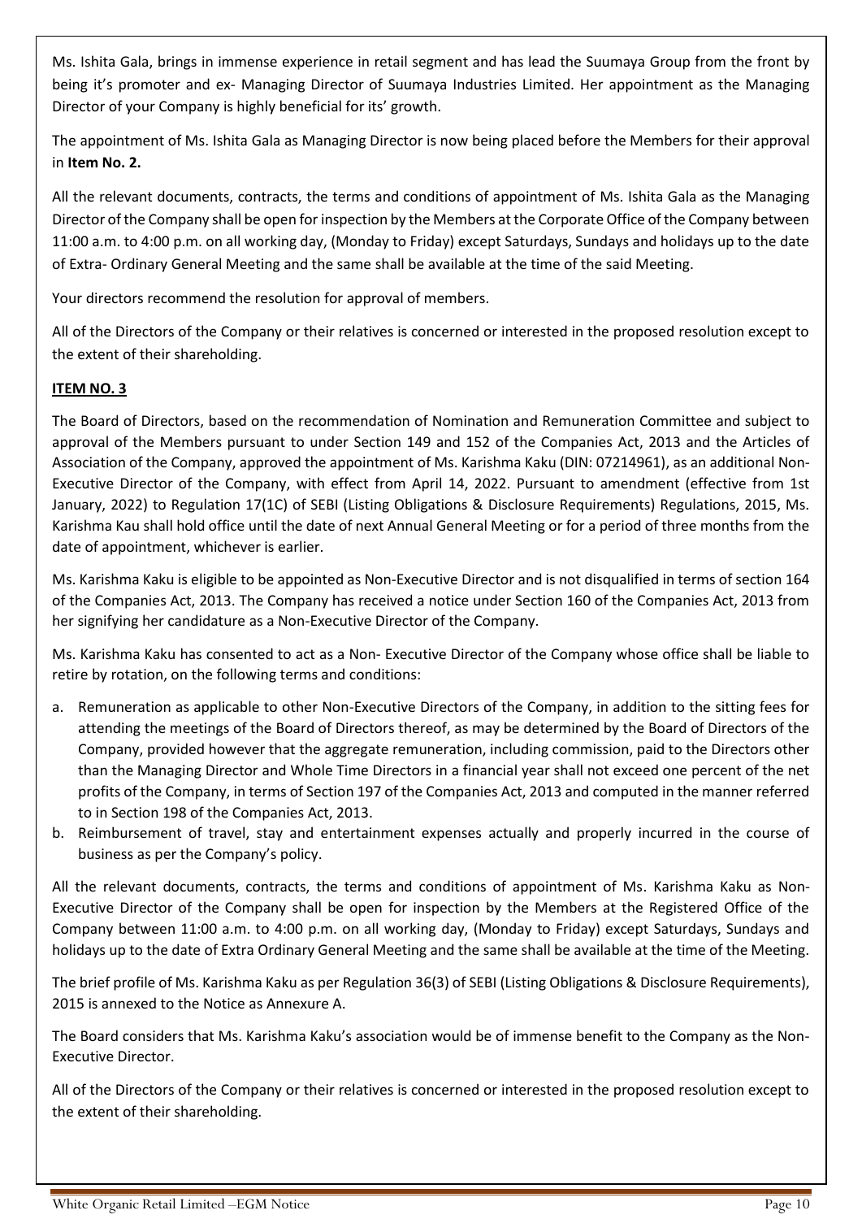Ms. Ishita Gala, brings in immense experience in retail segment and has lead the Suumaya Group from the front by being it's promoter and ex- Managing Director of Suumaya Industries Limited. Her appointment as the Managing Director of your Company is highly beneficial for its' growth.

The appointment of Ms. Ishita Gala as Managing Director is now being placed before the Members for their approval in **Item No. 2.**

All the relevant documents, contracts, the terms and conditions of appointment of Ms. Ishita Gala as the Managing Director of the Company shall be open for inspection by the Members at the Corporate Office of the Company between 11:00 a.m. to 4:00 p.m. on all working day, (Monday to Friday) except Saturdays, Sundays and holidays up to the date of Extra- Ordinary General Meeting and the same shall be available at the time of the said Meeting.

Your directors recommend the resolution for approval of members.

All of the Directors of the Company or their relatives is concerned or interested in the proposed resolution except to the extent of their shareholding.

**ITEM NO. 3**

The Board of Directors, based on the recommendation of Nomination and Remuneration Committee and subject to approval of the Members pursuant to under Section 149 and 152 of the Companies Act, 2013 and the Articles of Association of the Company, approved the appointment of Ms. Karishma Kaku (DIN: 07214961), as an additional Non-Executive Director of the Company, with effect from April 14, 2022. Pursuant to amendment (effective from 1st January, 2022) to Regulation 17(1C) of SEBI (Listing Obligations & Disclosure Requirements) Regulations, 2015, Ms. Karishma Kau shall hold office until the date of next Annual General Meeting or for a period of three months from the date of appointment, whichever is earlier.

Ms. Karishma Kaku is eligible to be appointed as Non-Executive Director and is not disqualified in terms of section 164 of the Companies Act, 2013. The Company has received a notice under Section 160 of the Companies Act, 2013 from her signifying her candidature as a Non-Executive Director of the Company.

Ms. Karishma Kaku has consented to act as a Non- Executive Director of the Company whose office shall be liable to retire by rotation, on the following terms and conditions:

a. Remuneration as applicable to other Non-Executive Directors of the Company, in addition to the sitting fees for attending the meetings of the Board of Directors thereof, as may be determined by the Board of Directors of the Company, provided however that the aggregate remuneration, including commission, paid to the Directors other than the Managing Director and Whole Time Directors in a financial year shall not exceed one percent of the net profits of the Company, in terms of Section 197 of the Companies Act, 2013 and computed in the manner referred to in Section 198 of the Companies Act, 2013.
b. Reimbursement of travel, stay and entertainment expenses actually and properly incurred in the course of business as per the Company's policy.

All the relevant documents, contracts, the terms and conditions of appointment of Ms. Karishma Kaku as Non-Executive Director of the Company shall be open for inspection by the Members at the Registered Office of the Company between 11:00 a.m. to 4:00 p.m. on all working day, (Monday to Friday) except Saturdays, Sundays and holidays up to the date of Extra Ordinary General Meeting and the same shall be available at the time of the Meeting.

The brief profile of Ms. Karishma Kaku as per Regulation 36(3) of SEBI (Listing Obligations & Disclosure Requirements), 2015 is annexed to the Notice as Annexure A.

The Board considers that Ms. Karishma Kaku's association would be of immense benefit to the Company as the Non-Executive Director.

All of the Directors of the Company or their relatives is concerned or interested in the proposed resolution except to the extent of their shareholding.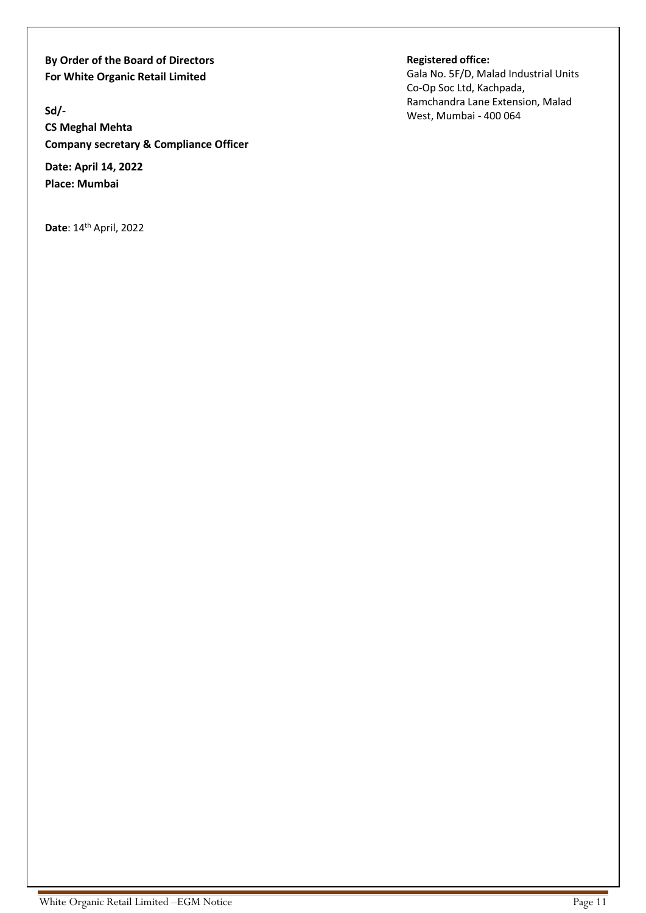**By Order of the Board of Directors**
**For White Organic Retail Limited**

**Sd/-**
**CS Meghal Mehta**
**Company secretary & Compliance Officer**

**Date: April 14, 2022**
**Place: Mumbai**

**Registered office:**
Gala No. 5F/D, Malad Industrial Units Co-Op Soc Ltd, Kachpada, Ramchandra Lane Extension, Malad West, Mumbai - 400 064

**Date**: 14th April, 2022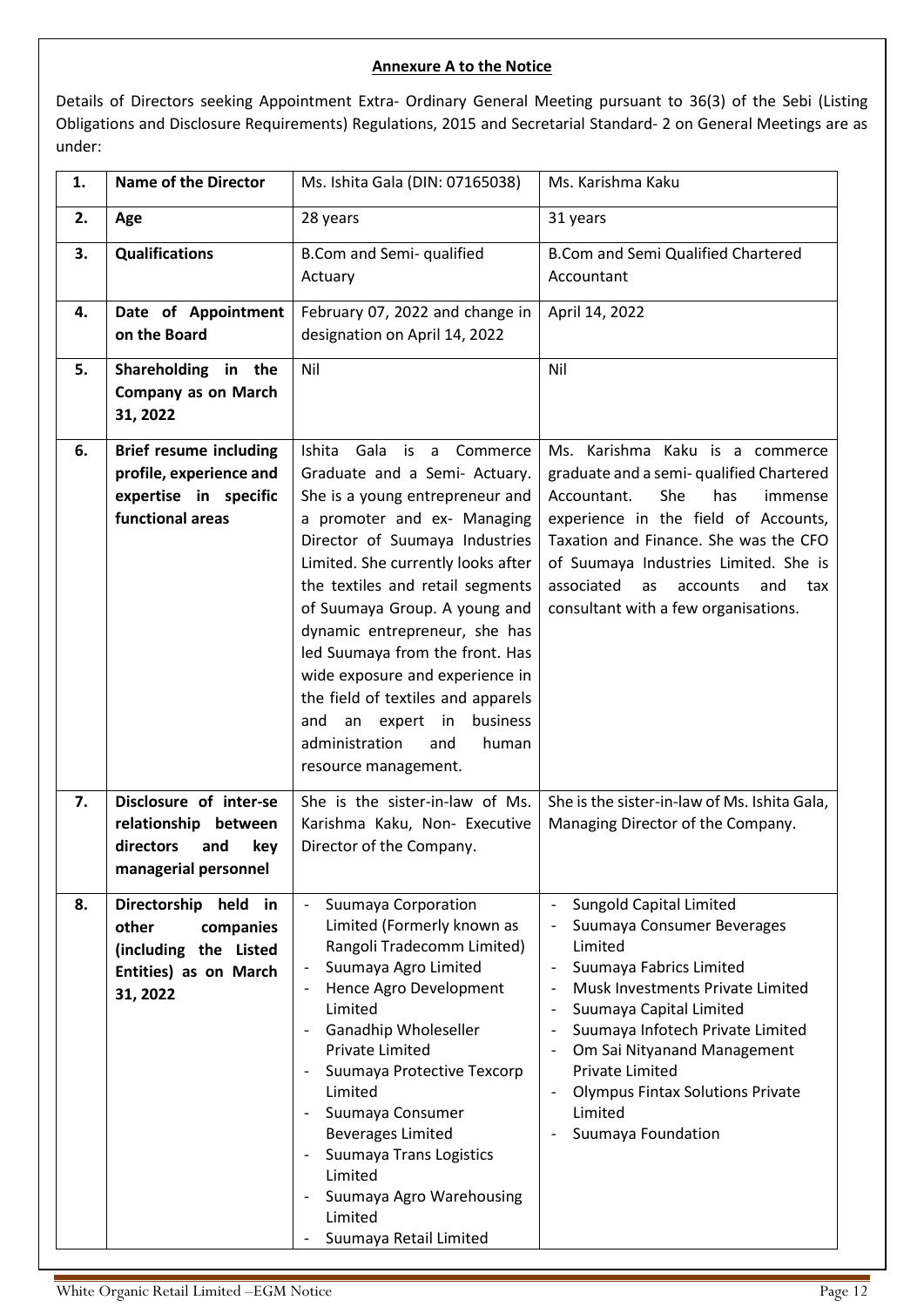**Annexure A to the Notice**

Details of Directors seeking Appointment Extra- Ordinary General Meeting pursuant to 36(3) of the Sebi (Listing Obligations and Disclosure Requirements) Regulations, 2015 and Secretarial Standard- 2 on General Meetings are as under:

| 1. | Name of the Director | Ms. Ishita Gala (DIN: 07165038) | Ms. Karishma Kaku |
|---|---|---|---|
| 2. | Age | 28 years | 31 years |
| 3. | Qualifications | B.Com and Semi- qualified Actuary | B.Com and Semi Qualified Chartered Accountant |
| 4. | Date of Appointment on the Board | February 07, 2022 and change in designation on April 14, 2022 | April 14, 2022 |
| 5. | Shareholding in the Company as on March 31, 2022 | Nil | Nil |
| 6. | Brief resume including profile, experience and expertise in specific functional areas | Ishita Gala is a Commerce Graduate and a Semi- Actuary. She is a young entrepreneur and a promoter and ex- Managing Director of Suumaya Industries Limited. She currently looks after the textiles and retail segments of Suumaya Group. A young and dynamic entrepreneur, she has led Suumaya from the front. Has wide exposure and experience in the field of textiles and apparels and an expert in business administration and human resource management. | Ms. Karishma Kaku is a commerce graduate and a semi- qualified Chartered Accountant. She has immense experience in the field of Accounts, Taxation and Finance. She was the CFO of Suumaya Industries Limited. She is associated as accounts and tax consultant with a few organisations. |
| 7. | Disclosure of inter-se relationship between directors and key managerial personnel | She is the sister-in-law of Ms. Karishma Kaku, Non- Executive Director of the Company. | She is the sister-in-law of Ms. Ishita Gala, Managing Director of the Company. |
| 8. | Directorship held in other companies (including the Listed Entities) as on March 31, 2022 | - Suumaya Corporation Limited (Formerly known as Rangoli Tradecomm Limited)<br>- Suumaya Agro Limited<br>- Hence Agro Development Limited<br>- Ganadhip Wholeseller Private Limited<br>- Suumaya Protective Texcorp Limited<br>- Suumaya Consumer Beverages Limited<br>- Suumaya Trans Logistics Limited<br>- Suumaya Agro Warehousing Limited<br>- Suumaya Retail Limited | - Sungold Capital Limited<br>- Suumaya Consumer Beverages Limited<br>- Suumaya Fabrics Limited<br>- Musk Investments Private Limited<br>- Suumaya Capital Limited<br>- Suumaya Infotech Private Limited<br>- Om Sai Nityanand Management Private Limited<br>- Olympus Fintax Solutions Private Limited<br>- Suumaya Foundation |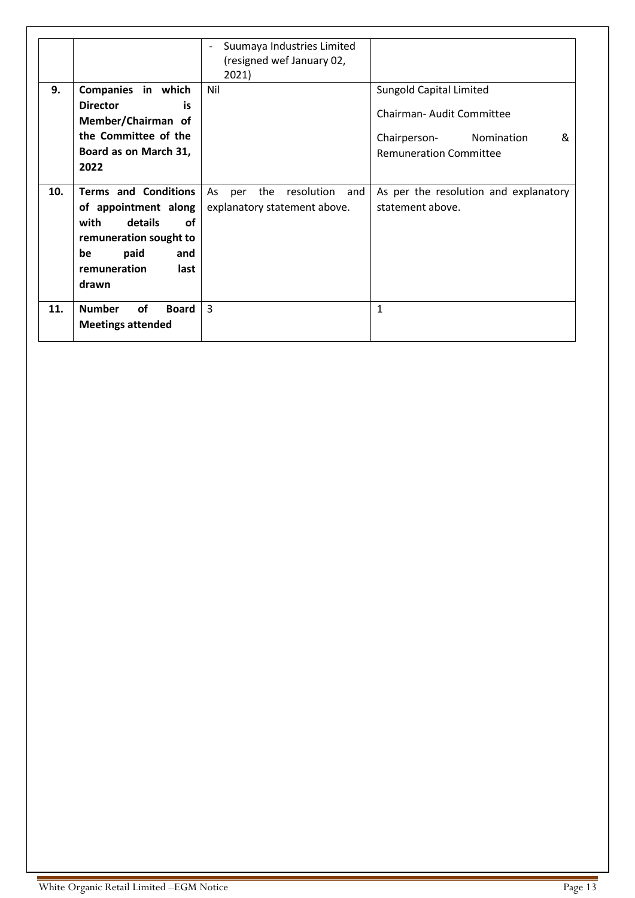| | | | |
|---|---|---|---|
| | | - Suumaya Industries Limited (resigned wef January 02, 2021) | |
| **9.** | **Companies in which Director is Member/Chairman of the Committee of the Board as on March 31, 2022** | Nil | Sungold Capital Limited<br><br>Chairman- Audit Committee<br><br>Chairperson- Nomination & Remuneration Committee |
| **10.** | **Terms and Conditions of appointment along with details of remuneration sought to be paid and remuneration last drawn** | As per the resolution and explanatory statement above. | As per the resolution and explanatory statement above. |
| **11.** | **Number of Board Meetings attended** | 3 | 1 |